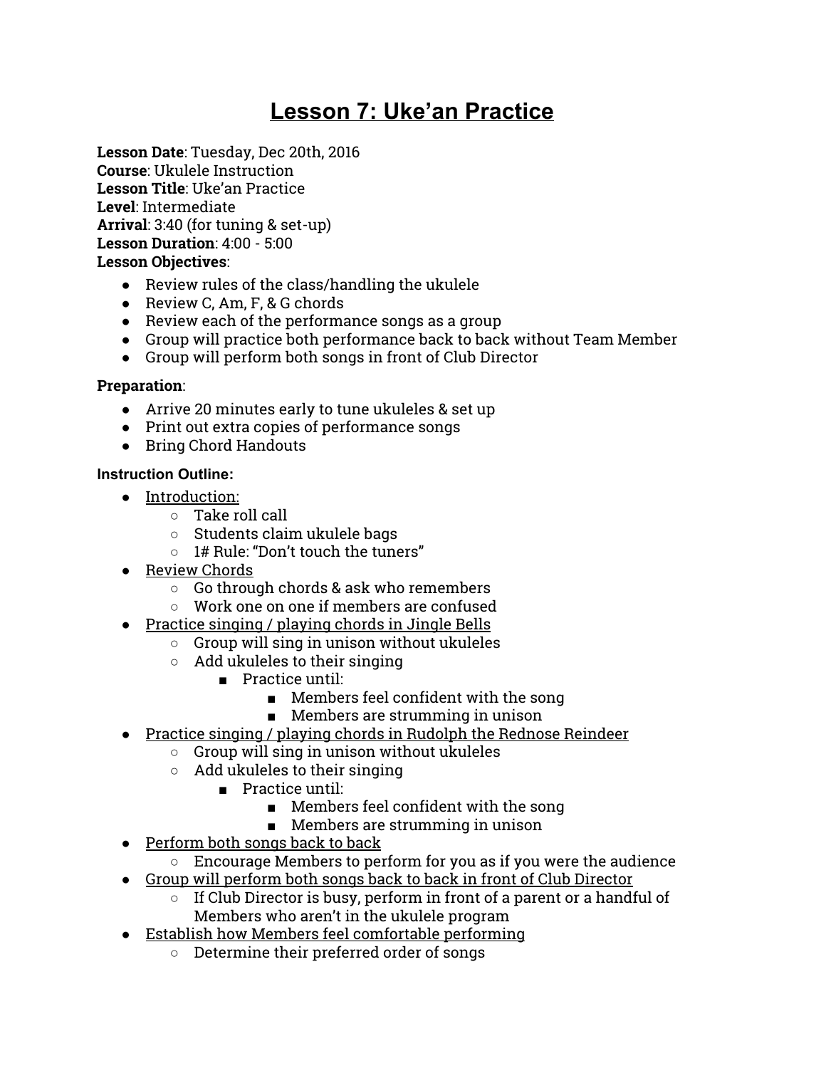# Lesson 7: Uke'an Practice

**Lesson Date**: Tuesday, Dec 20th, 2016
**Course**: Ukulele Instruction
**Lesson Title**: Uke'an Practice
**Level**: Intermediate
**Arrival**: 3:40 (for tuning & set-up)
**Lesson Duration**: 4:00 - 5:00
**Lesson Objectives**:

- Review rules of the class/handling the ukulele
- Review C, Am, F, & G chords
- Review each of the performance songs as a group
- Group will practice both performance back to back without Team Member
- Group will perform both songs in front of Club Director

**Preparation**:

- Arrive 20 minutes early to tune ukuleles & set up
- Print out extra copies of performance songs
- Bring Chord Handouts

**Instruction Outline:**

- Introduction:
  - Take roll call
  - Students claim ukulele bags
  - 1# Rule: "Don't touch the tuners"
- Review Chords
  - Go through chords & ask who remembers
  - Work one on one if members are confused
- Practice singing / playing chords in Jingle Bells
  - Group will sing in unison without ukuleles
  - Add ukuleles to their singing
    - Practice until:
      - Members feel confident with the song
      - Members are strumming in unison
- Practice singing / playing chords in Rudolph the Rednose Reindeer
  - Group will sing in unison without ukuleles
  - Add ukuleles to their singing
    - Practice until:
      - Members feel confident with the song
      - Members are strumming in unison
- Perform both songs back to back
  - Encourage Members to perform for you as if you were the audience
- Group will perform both songs back to back in front of Club Director
  - If Club Director is busy, perform in front of a parent or a handful of Members who aren't in the ukulele program
- Establish how Members feel comfortable performing
  - Determine their preferred order of songs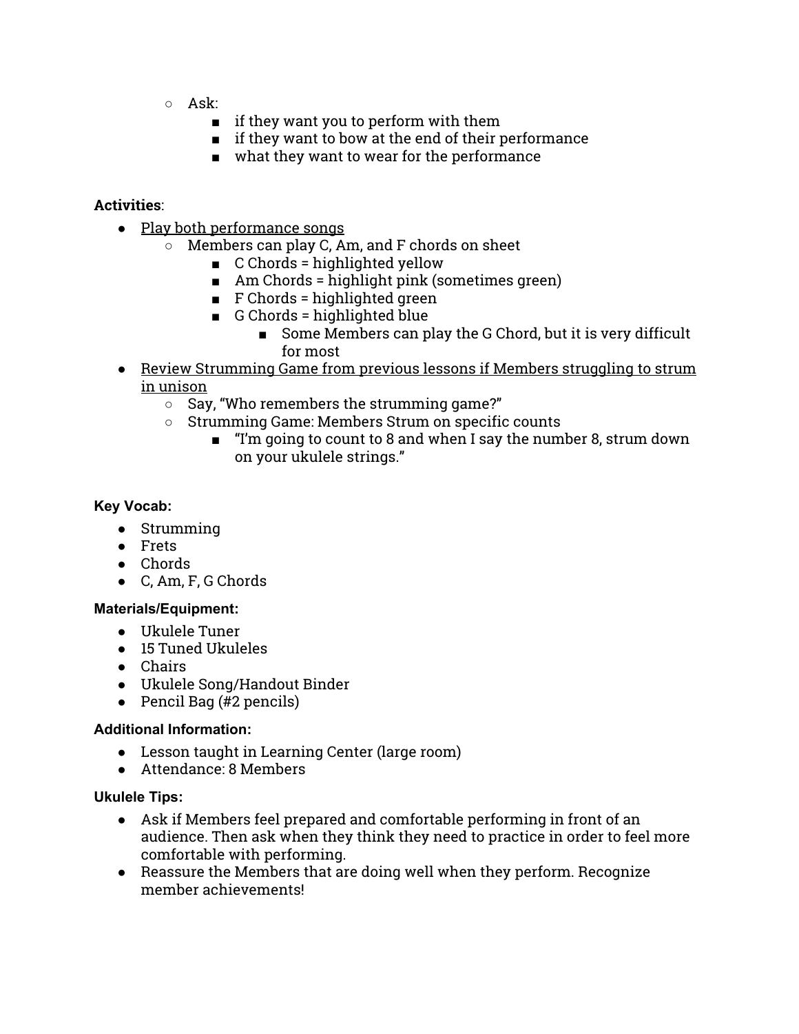- Ask:
    - if they want you to perform with them
    - if they want to bow at the end of their performance
    - what they want to wear for the performance

**Activities**:

- <u>Play both performance songs</u>
    - Members can play C, Am, and F chords on sheet
        - C Chords = highlighted yellow
        - Am Chords = highlight pink (sometimes green)
        - F Chords = highlighted green
        - G Chords = highlighted blue
            - Some Members can play the G Chord, but it is very difficult for most
- <u>Review Strumming Game from previous lessons if Members struggling to strum in unison</u>
    - Say, "Who remembers the strumming game?"
    - Strumming Game: Members Strum on specific counts
        - "I'm going to count to 8 and when I say the number 8, strum down on your ukulele strings."

**Key Vocab:**

- Strumming
- Frets
- Chords
- C, Am, F, G Chords

**Materials/Equipment:**

- Ukulele Tuner
- 15 Tuned Ukuleles
- Chairs
- Ukulele Song/Handout Binder
- Pencil Bag (#2 pencils)

**Additional Information:**

- Lesson taught in Learning Center (large room)
- Attendance: 8 Members

**Ukulele Tips:**

- Ask if Members feel prepared and comfortable performing in front of an audience. Then ask when they think they need to practice in order to feel more comfortable with performing.
- Reassure the Members that are doing well when they perform. Recognize member achievements!